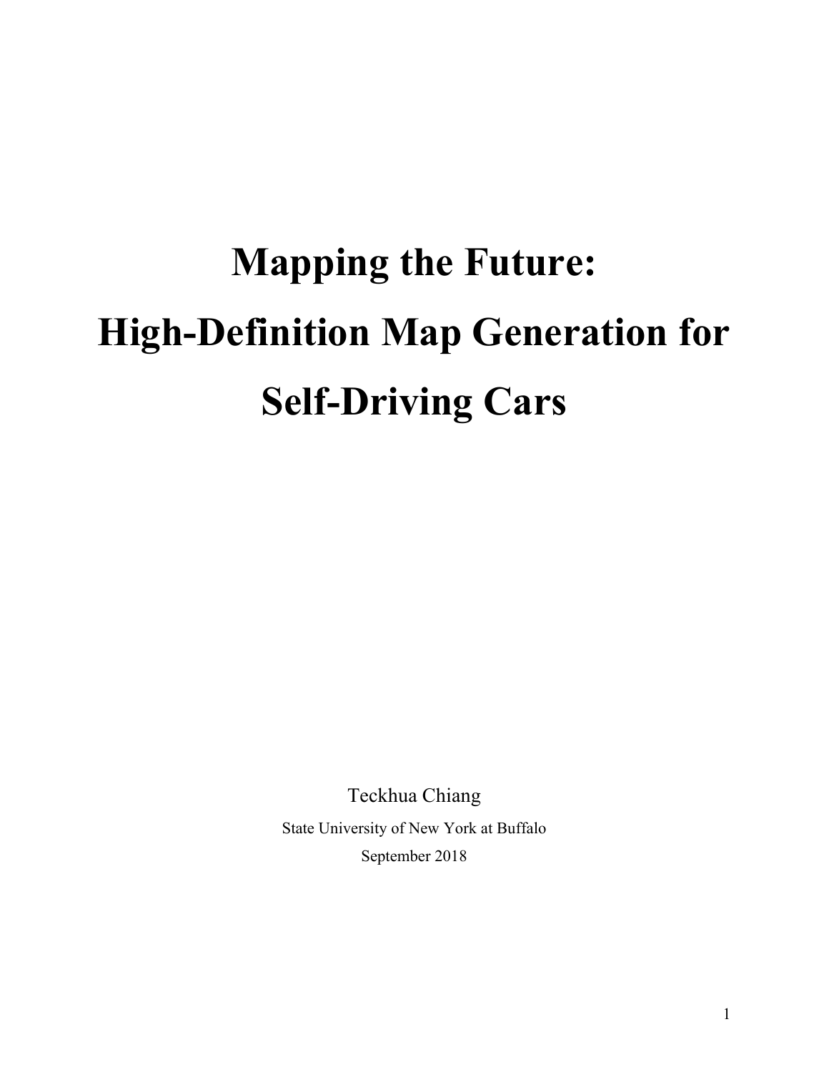# Mapping the Future: High-Definition Map Generation for Self-Driving Cars

Teckhua Chiang

State University of New York at Buffalo

September 2018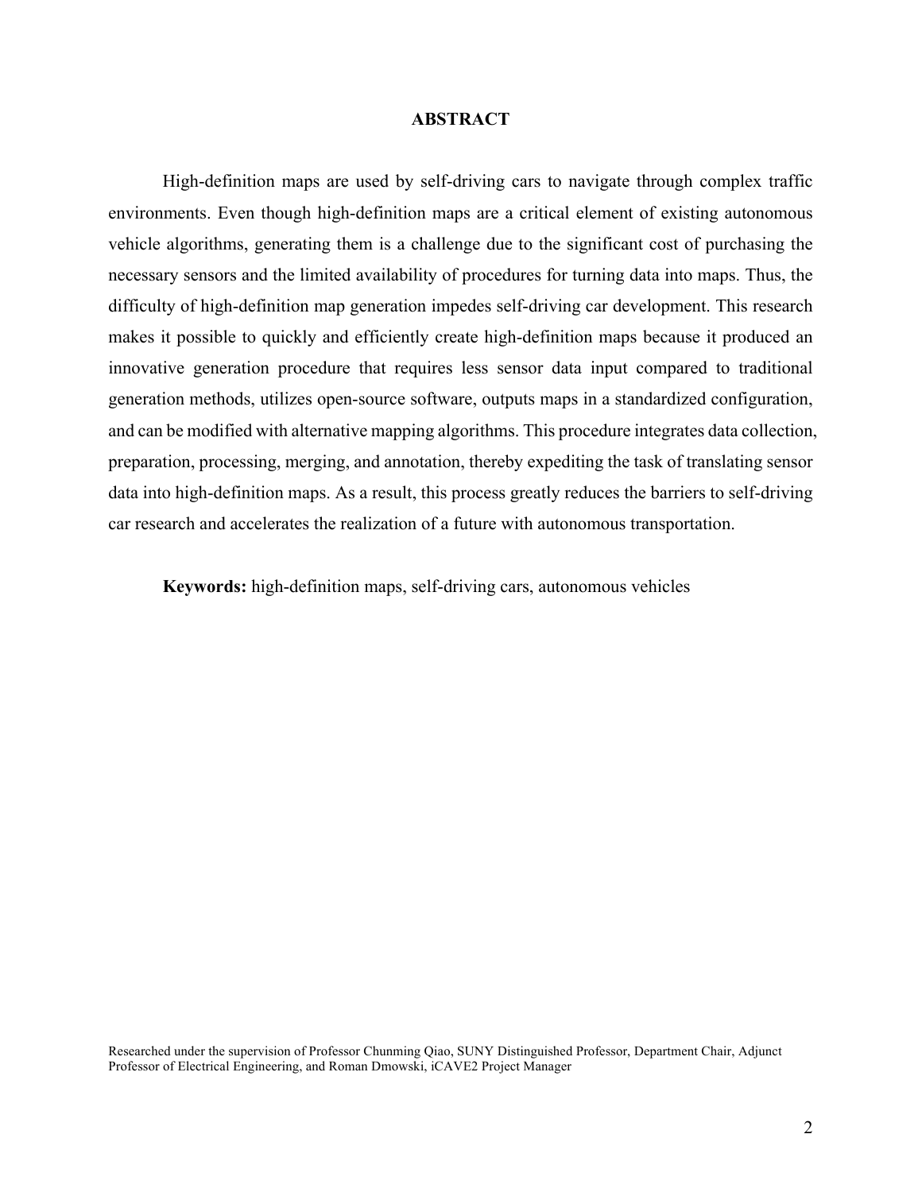## ABSTRACT

High-definition maps are used by self-driving cars to navigate through complex traffic environments. Even though high-definition maps are a critical element of existing autonomous vehicle algorithms, generating them is a challenge due to the significant cost of purchasing the necessary sensors and the limited availability of procedures for turning data into maps. Thus, the difficulty of high-definition map generation impedes self-driving car development. This research makes it possible to quickly and efficiently create high-definition maps because it produced an innovative generation procedure that requires less sensor data input compared to traditional generation methods, utilizes open-source software, outputs maps in a standardized configuration, and can be modified with alternative mapping algorithms. This procedure integrates data collection, preparation, processing, merging, and annotation, thereby expediting the task of translating sensor data into high-definition maps. As a result, this process greatly reduces the barriers to self-driving car research and accelerates the realization of a future with autonomous transportation.

**Keywords:** high-definition maps, self-driving cars, autonomous vehicles

Researched under the supervision of Professor Chunming Qiao, SUNY Distinguished Professor, Department Chair, Adjunct Professor of Electrical Engineering, and Roman Dmowski, iCAVE2 Project Manager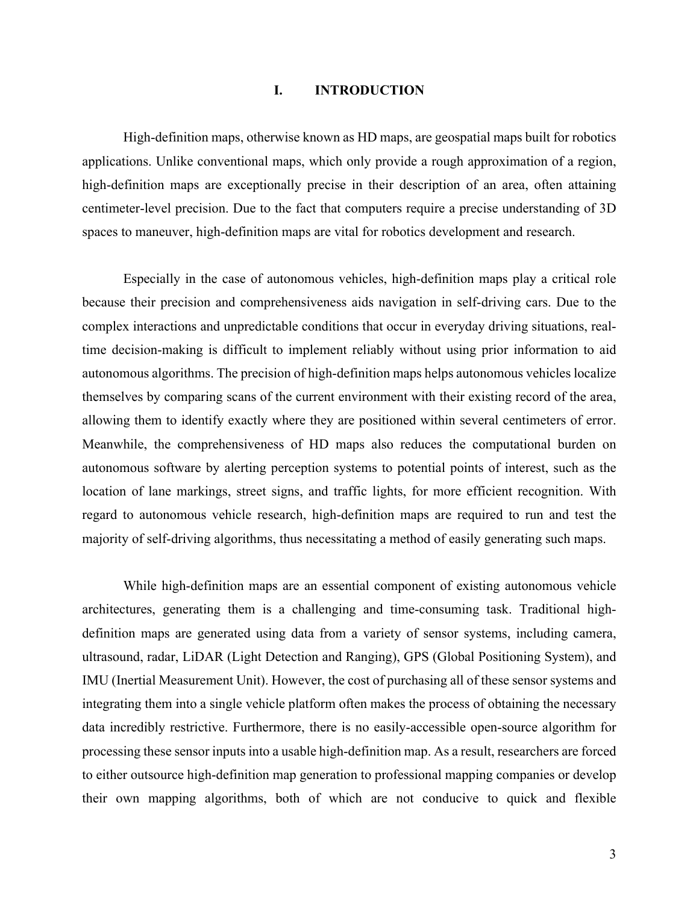# I. INTRODUCTION

High-definition maps, otherwise known as HD maps, are geospatial maps built for robotics applications. Unlike conventional maps, which only provide a rough approximation of a region, high-definition maps are exceptionally precise in their description of an area, often attaining centimeter-level precision. Due to the fact that computers require a precise understanding of 3D spaces to maneuver, high-definition maps are vital for robotics development and research.

Especially in the case of autonomous vehicles, high-definition maps play a critical role because their precision and comprehensiveness aids navigation in self-driving cars. Due to the complex interactions and unpredictable conditions that occur in everyday driving situations, real-time decision-making is difficult to implement reliably without using prior information to aid autonomous algorithms. The precision of high-definition maps helps autonomous vehicles localize themselves by comparing scans of the current environment with their existing record of the area, allowing them to identify exactly where they are positioned within several centimeters of error. Meanwhile, the comprehensiveness of HD maps also reduces the computational burden on autonomous software by alerting perception systems to potential points of interest, such as the location of lane markings, street signs, and traffic lights, for more efficient recognition. With regard to autonomous vehicle research, high-definition maps are required to run and test the majority of self-driving algorithms, thus necessitating a method of easily generating such maps.

While high-definition maps are an essential component of existing autonomous vehicle architectures, generating them is a challenging and time-consuming task. Traditional high-definition maps are generated using data from a variety of sensor systems, including camera, ultrasound, radar, LiDAR (Light Detection and Ranging), GPS (Global Positioning System), and IMU (Inertial Measurement Unit). However, the cost of purchasing all of these sensor systems and integrating them into a single vehicle platform often makes the process of obtaining the necessary data incredibly restrictive. Furthermore, there is no easily-accessible open-source algorithm for processing these sensor inputs into a usable high-definition map. As a result, researchers are forced to either outsource high-definition map generation to professional mapping companies or develop their own mapping algorithms, both of which are not conducive to quick and flexible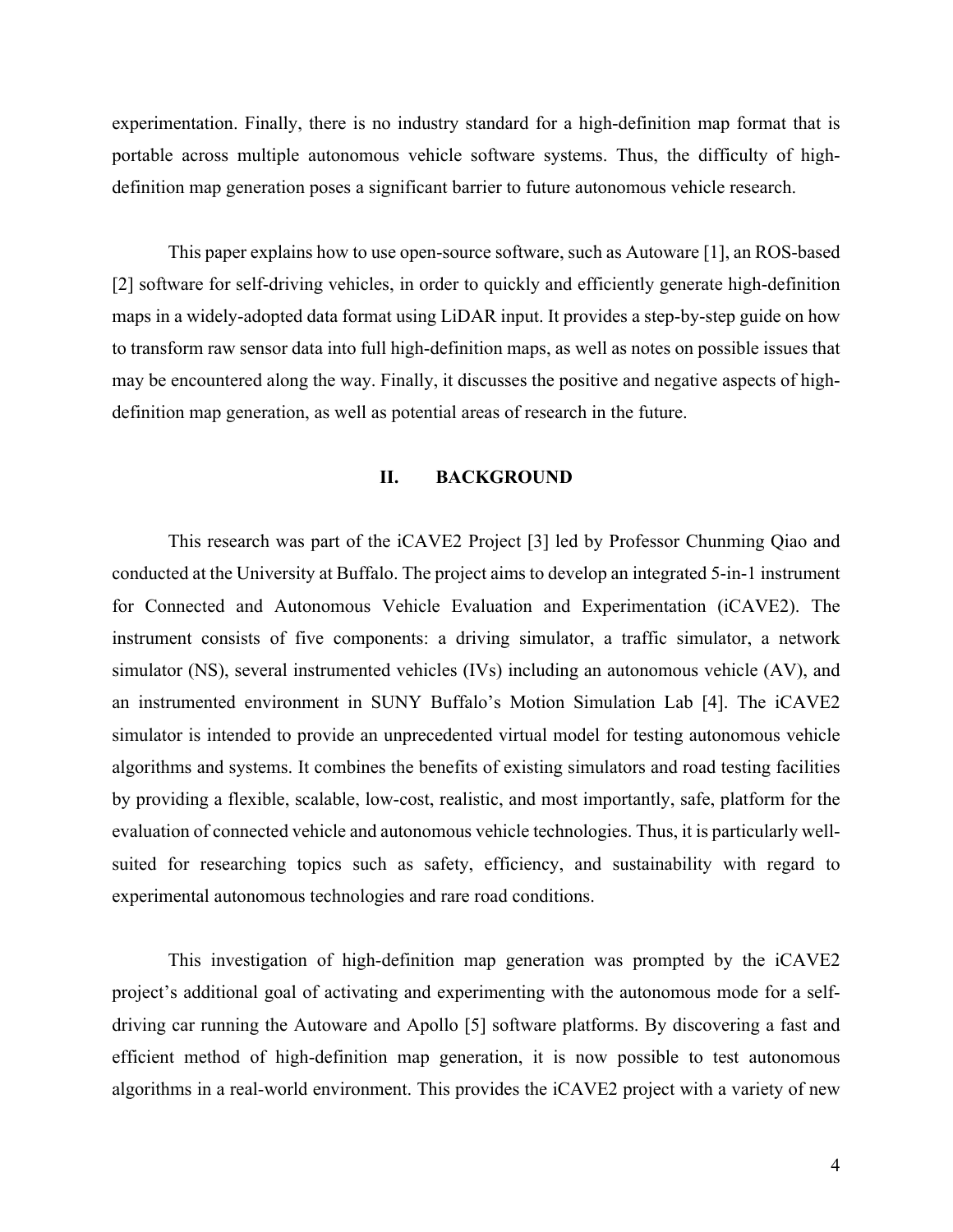experimentation. Finally, there is no industry standard for a high-definition map format that is portable across multiple autonomous vehicle software systems. Thus, the difficulty of high-definition map generation poses a significant barrier to future autonomous vehicle research.

This paper explains how to use open-source software, such as Autoware [1], an ROS-based [2] software for self-driving vehicles, in order to quickly and efficiently generate high-definition maps in a widely-adopted data format using LiDAR input. It provides a step-by-step guide on how to transform raw sensor data into full high-definition maps, as well as notes on possible issues that may be encountered along the way. Finally, it discusses the positive and negative aspects of high-definition map generation, as well as potential areas of research in the future.

## II. BACKGROUND

This research was part of the iCAVE2 Project [3] led by Professor Chunming Qiao and conducted at the University at Buffalo. The project aims to develop an integrated 5-in-1 instrument for Connected and Autonomous Vehicle Evaluation and Experimentation (iCAVE2). The instrument consists of five components: a driving simulator, a traffic simulator, a network simulator (NS), several instrumented vehicles (IVs) including an autonomous vehicle (AV), and an instrumented environment in SUNY Buffalo's Motion Simulation Lab [4]. The iCAVE2 simulator is intended to provide an unprecedented virtual model for testing autonomous vehicle algorithms and systems. It combines the benefits of existing simulators and road testing facilities by providing a flexible, scalable, low-cost, realistic, and most importantly, safe, platform for the evaluation of connected vehicle and autonomous vehicle technologies. Thus, it is particularly well-suited for researching topics such as safety, efficiency, and sustainability with regard to experimental autonomous technologies and rare road conditions.

This investigation of high-definition map generation was prompted by the iCAVE2 project's additional goal of activating and experimenting with the autonomous mode for a self-driving car running the Autoware and Apollo [5] software platforms. By discovering a fast and efficient method of high-definition map generation, it is now possible to test autonomous algorithms in a real-world environment. This provides the iCAVE2 project with a variety of new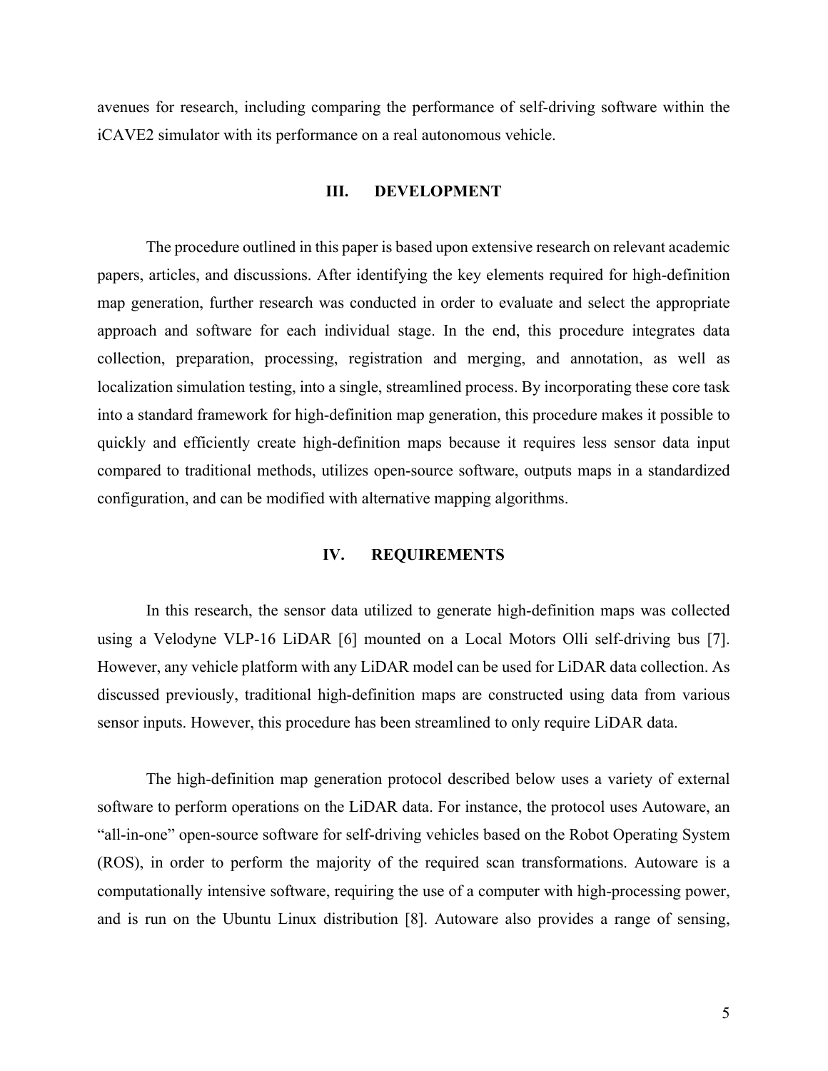avenues for research, including comparing the performance of self-driving software within the iCAVE2 simulator with its performance on a real autonomous vehicle.

## III. DEVELOPMENT

The procedure outlined in this paper is based upon extensive research on relevant academic papers, articles, and discussions. After identifying the key elements required for high-definition map generation, further research was conducted in order to evaluate and select the appropriate approach and software for each individual stage. In the end, this procedure integrates data collection, preparation, processing, registration and merging, and annotation, as well as localization simulation testing, into a single, streamlined process. By incorporating these core task into a standard framework for high-definition map generation, this procedure makes it possible to quickly and efficiently create high-definition maps because it requires less sensor data input compared to traditional methods, utilizes open-source software, outputs maps in a standardized configuration, and can be modified with alternative mapping algorithms.

## IV. REQUIREMENTS

In this research, the sensor data utilized to generate high-definition maps was collected using a Velodyne VLP-16 LiDAR [6] mounted on a Local Motors Olli self-driving bus [7]. However, any vehicle platform with any LiDAR model can be used for LiDAR data collection. As discussed previously, traditional high-definition maps are constructed using data from various sensor inputs. However, this procedure has been streamlined to only require LiDAR data.

The high-definition map generation protocol described below uses a variety of external software to perform operations on the LiDAR data. For instance, the protocol uses Autoware, an "all-in-one" open-source software for self-driving vehicles based on the Robot Operating System (ROS), in order to perform the majority of the required scan transformations. Autoware is a computationally intensive software, requiring the use of a computer with high-processing power, and is run on the Ubuntu Linux distribution [8]. Autoware also provides a range of sensing,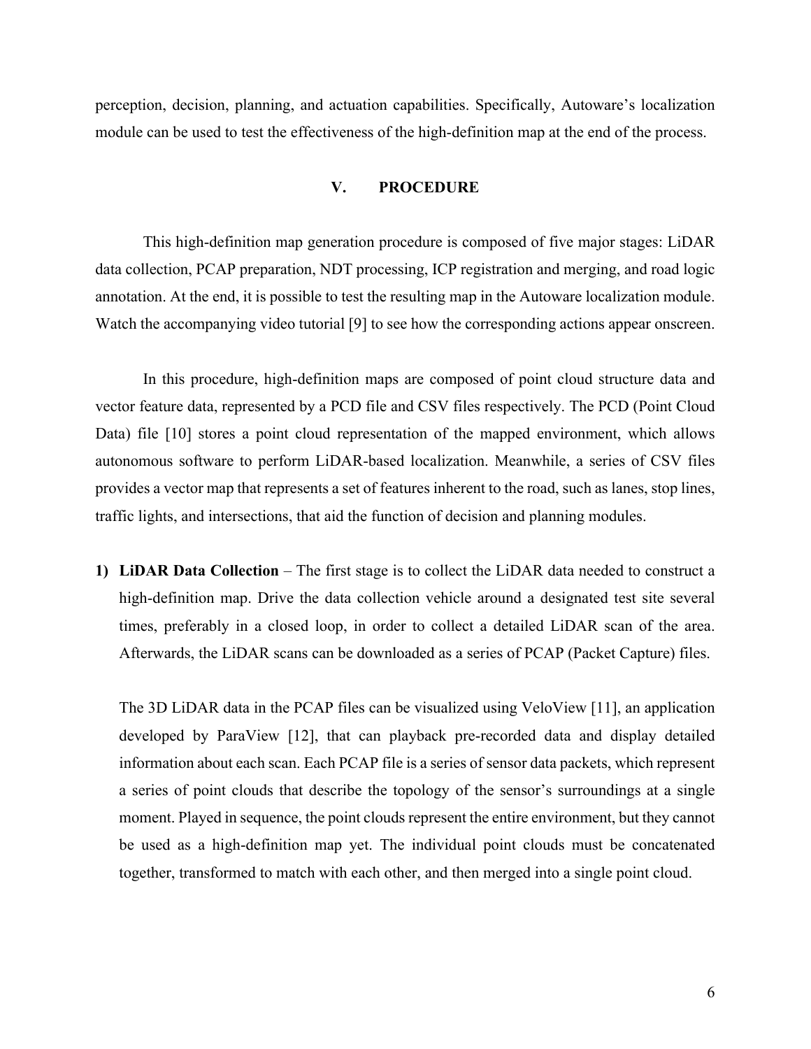perception, decision, planning, and actuation capabilities. Specifically, Autoware's localization module can be used to test the effectiveness of the high-definition map at the end of the process.

## V. PROCEDURE

This high-definition map generation procedure is composed of five major stages: LiDAR data collection, PCAP preparation, NDT processing, ICP registration and merging, and road logic annotation. At the end, it is possible to test the resulting map in the Autoware localization module. Watch the accompanying video tutorial [9] to see how the corresponding actions appear onscreen.

In this procedure, high-definition maps are composed of point cloud structure data and vector feature data, represented by a PCD file and CSV files respectively. The PCD (Point Cloud Data) file [10] stores a point cloud representation of the mapped environment, which allows autonomous software to perform LiDAR-based localization. Meanwhile, a series of CSV files provides a vector map that represents a set of features inherent to the road, such as lanes, stop lines, traffic lights, and intersections, that aid the function of decision and planning modules.

1) **LiDAR Data Collection** – The first stage is to collect the LiDAR data needed to construct a high-definition map. Drive the data collection vehicle around a designated test site several times, preferably in a closed loop, in order to collect a detailed LiDAR scan of the area. Afterwards, the LiDAR scans can be downloaded as a series of PCAP (Packet Capture) files.

   The 3D LiDAR data in the PCAP files can be visualized using VeloView [11], an application developed by ParaView [12], that can playback pre-recorded data and display detailed information about each scan. Each PCAP file is a series of sensor data packets, which represent a series of point clouds that describe the topology of the sensor's surroundings at a single moment. Played in sequence, the point clouds represent the entire environment, but they cannot be used as a high-definition map yet. The individual point clouds must be concatenated together, transformed to match with each other, and then merged into a single point cloud.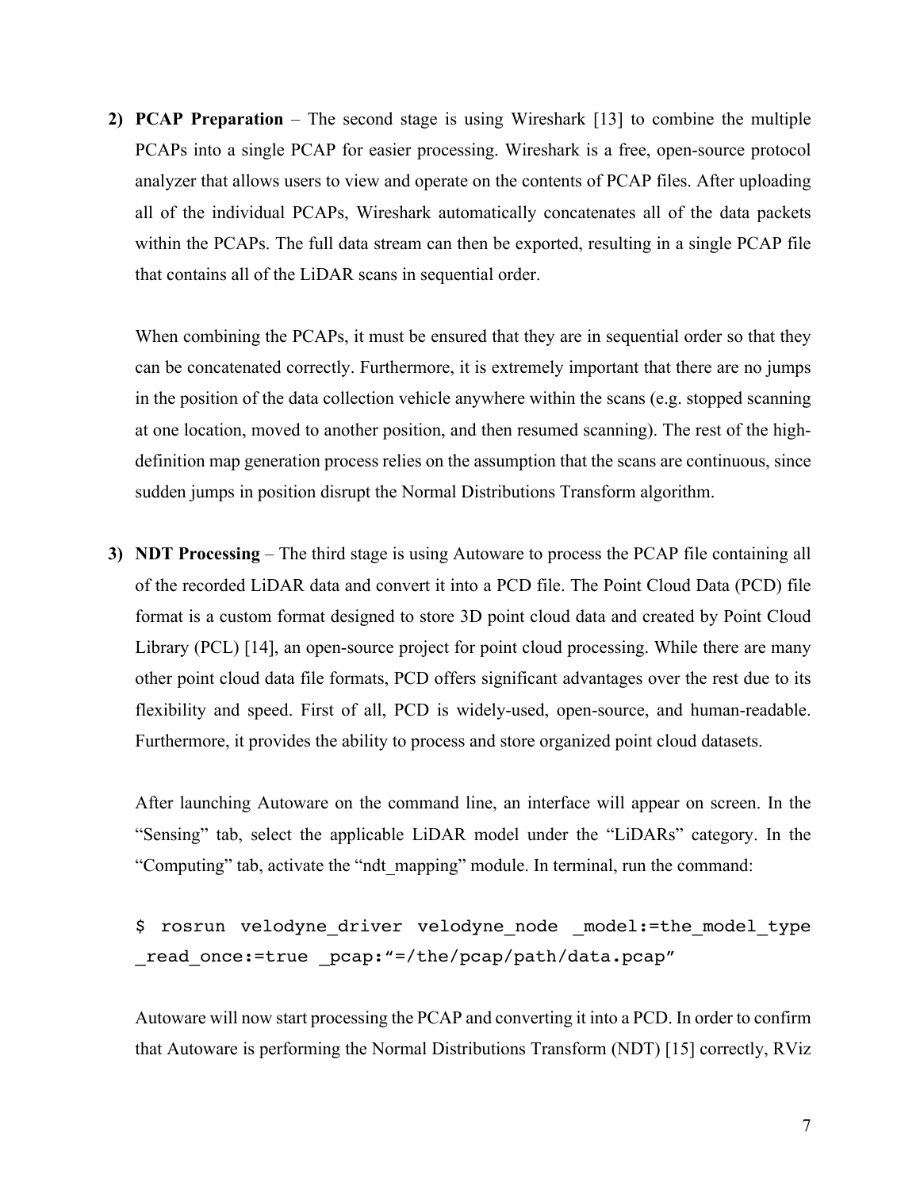2) **PCAP Preparation** – The second stage is using Wireshark [13] to combine the multiple PCAPs into a single PCAP for easier processing. Wireshark is a free, open-source protocol analyzer that allows users to view and operate on the contents of PCAP files. After uploading all of the individual PCAPs, Wireshark automatically concatenates all of the data packets within the PCAPs. The full data stream can then be exported, resulting in a single PCAP file that contains all of the LiDAR scans in sequential order.

   When combining the PCAPs, it must be ensured that they are in sequential order so that they can be concatenated correctly. Furthermore, it is extremely important that there are no jumps in the position of the data collection vehicle anywhere within the scans (e.g. stopped scanning at one location, moved to another position, and then resumed scanning). The rest of the high-definition map generation process relies on the assumption that the scans are continuous, since sudden jumps in position disrupt the Normal Distributions Transform algorithm.

3) **NDT Processing** – The third stage is using Autoware to process the PCAP file containing all of the recorded LiDAR data and convert it into a PCD file. The Point Cloud Data (PCD) file format is a custom format designed to store 3D point cloud data and created by Point Cloud Library (PCL) [14], an open-source project for point cloud processing. While there are many other point cloud data file formats, PCD offers significant advantages over the rest due to its flexibility and speed. First of all, PCD is widely-used, open-source, and human-readable. Furthermore, it provides the ability to process and store organized point cloud datasets.

   After launching Autoware on the command line, an interface will appear on screen. In the "Sensing" tab, select the applicable LiDAR model under the "LiDARs" category. In the "Computing" tab, activate the "ndt_mapping" module. In terminal, run the command:

   ```
   $ rosrun velodyne_driver velodyne_node _model:=the_model_type
   _read_once:=true _pcap:"=/the/pcap/path/data.pcap"
   ```

   Autoware will now start processing the PCAP and converting it into a PCD. In order to confirm that Autoware is performing the Normal Distributions Transform (NDT) [15] correctly, RViz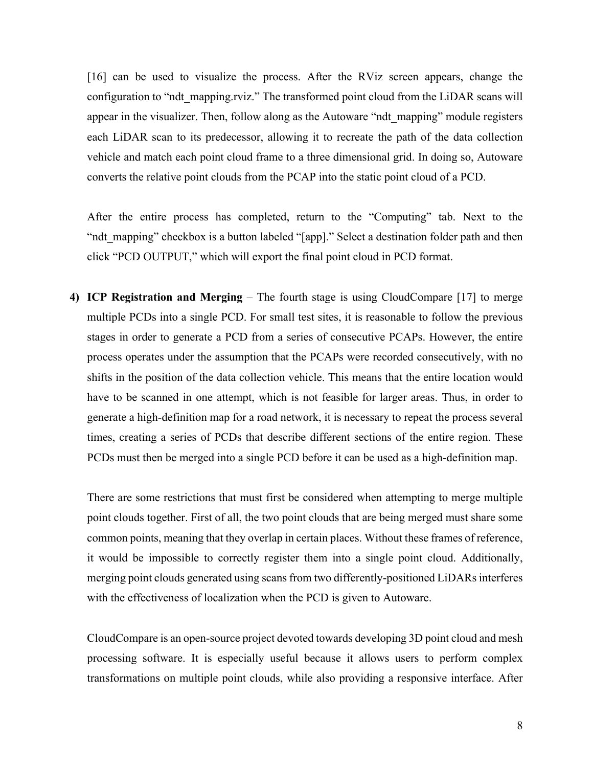[16] can be used to visualize the process. After the RViz screen appears, change the configuration to "ndt_mapping.rviz." The transformed point cloud from the LiDAR scans will appear in the visualizer. Then, follow along as the Autoware "ndt_mapping" module registers each LiDAR scan to its predecessor, allowing it to recreate the path of the data collection vehicle and match each point cloud frame to a three dimensional grid. In doing so, Autoware converts the relative point clouds from the PCAP into the static point cloud of a PCD.

After the entire process has completed, return to the "Computing" tab. Next to the "ndt_mapping" checkbox is a button labeled "[app]." Select a destination folder path and then click "PCD OUTPUT," which will export the final point cloud in PCD format.

4) **ICP Registration and Merging** – The fourth stage is using CloudCompare [17] to merge multiple PCDs into a single PCD. For small test sites, it is reasonable to follow the previous stages in order to generate a PCD from a series of consecutive PCAPs. However, the entire process operates under the assumption that the PCAPs were recorded consecutively, with no shifts in the position of the data collection vehicle. This means that the entire location would have to be scanned in one attempt, which is not feasible for larger areas. Thus, in order to generate a high-definition map for a road network, it is necessary to repeat the process several times, creating a series of PCDs that describe different sections of the entire region. These PCDs must then be merged into a single PCD before it can be used as a high-definition map.

   There are some restrictions that must first be considered when attempting to merge multiple point clouds together. First of all, the two point clouds that are being merged must share some common points, meaning that they overlap in certain places. Without these frames of reference, it would be impossible to correctly register them into a single point cloud. Additionally, merging point clouds generated using scans from two differently-positioned LiDARs interferes with the effectiveness of localization when the PCD is given to Autoware.

   CloudCompare is an open-source project devoted towards developing 3D point cloud and mesh processing software. It is especially useful because it allows users to perform complex transformations on multiple point clouds, while also providing a responsive interface. After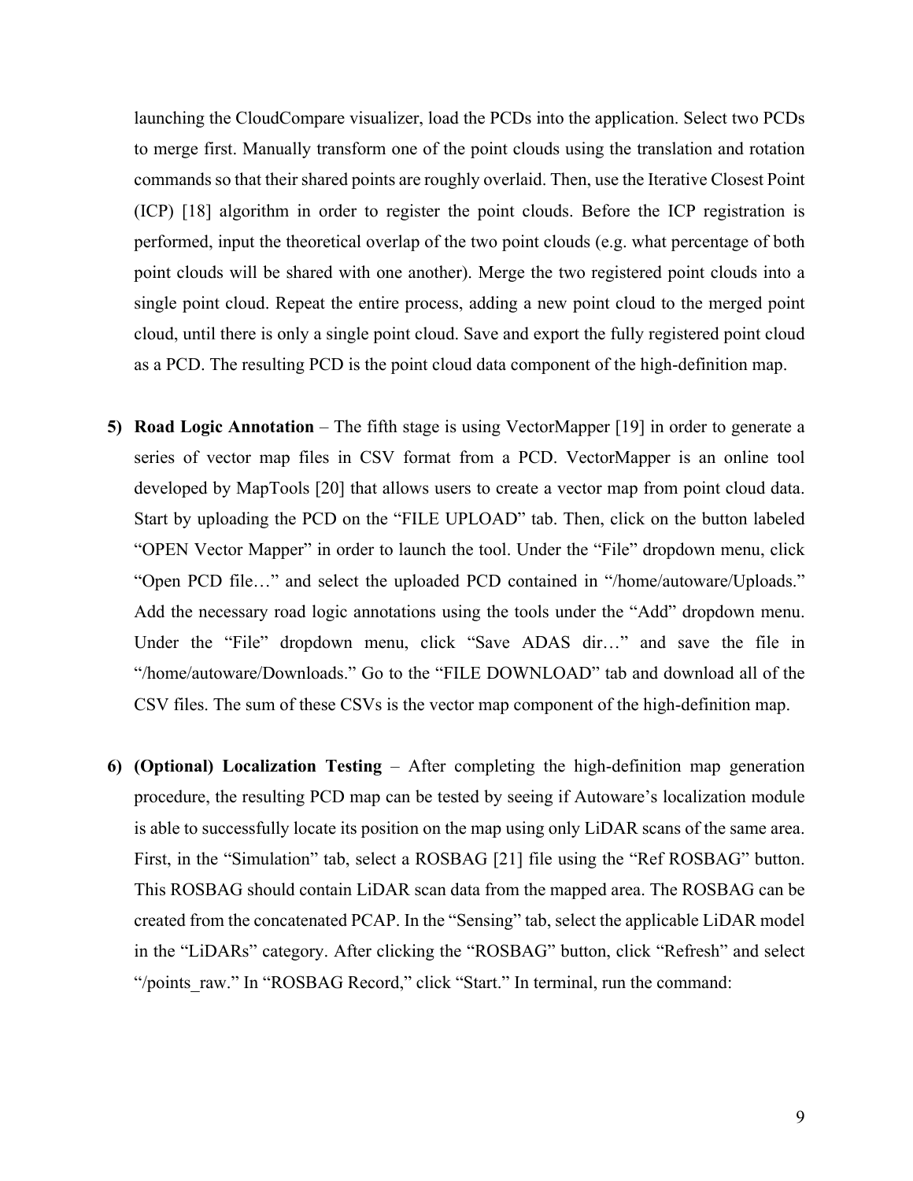launching the CloudCompare visualizer, load the PCDs into the application. Select two PCDs to merge first. Manually transform one of the point clouds using the translation and rotation commands so that their shared points are roughly overlaid. Then, use the Iterative Closest Point (ICP) [18] algorithm in order to register the point clouds. Before the ICP registration is performed, input the theoretical overlap of the two point clouds (e.g. what percentage of both point clouds will be shared with one another). Merge the two registered point clouds into a single point cloud. Repeat the entire process, adding a new point cloud to the merged point cloud, until there is only a single point cloud. Save and export the fully registered point cloud as a PCD. The resulting PCD is the point cloud data component of the high-definition map.

5) **Road Logic Annotation** – The fifth stage is using VectorMapper [19] in order to generate a series of vector map files in CSV format from a PCD. VectorMapper is an online tool developed by MapTools [20] that allows users to create a vector map from point cloud data. Start by uploading the PCD on the "FILE UPLOAD" tab. Then, click on the button labeled "OPEN Vector Mapper" in order to launch the tool. Under the "File" dropdown menu, click "Open PCD file…" and select the uploaded PCD contained in "/home/autoware/Uploads." Add the necessary road logic annotations using the tools under the "Add" dropdown menu. Under the "File" dropdown menu, click "Save ADAS dir…" and save the file in "/home/autoware/Downloads." Go to the "FILE DOWNLOAD" tab and download all of the CSV files. The sum of these CSVs is the vector map component of the high-definition map.

6) **(Optional) Localization Testing** – After completing the high-definition map generation procedure, the resulting PCD map can be tested by seeing if Autoware's localization module is able to successfully locate its position on the map using only LiDAR scans of the same area. First, in the "Simulation" tab, select a ROSBAG [21] file using the "Ref ROSBAG" button. This ROSBAG should contain LiDAR scan data from the mapped area. The ROSBAG can be created from the concatenated PCAP. In the "Sensing" tab, select the applicable LiDAR model in the "LiDARs" category. After clicking the "ROSBAG" button, click "Refresh" and select "/points_raw." In "ROSBAG Record," click "Start." In terminal, run the command: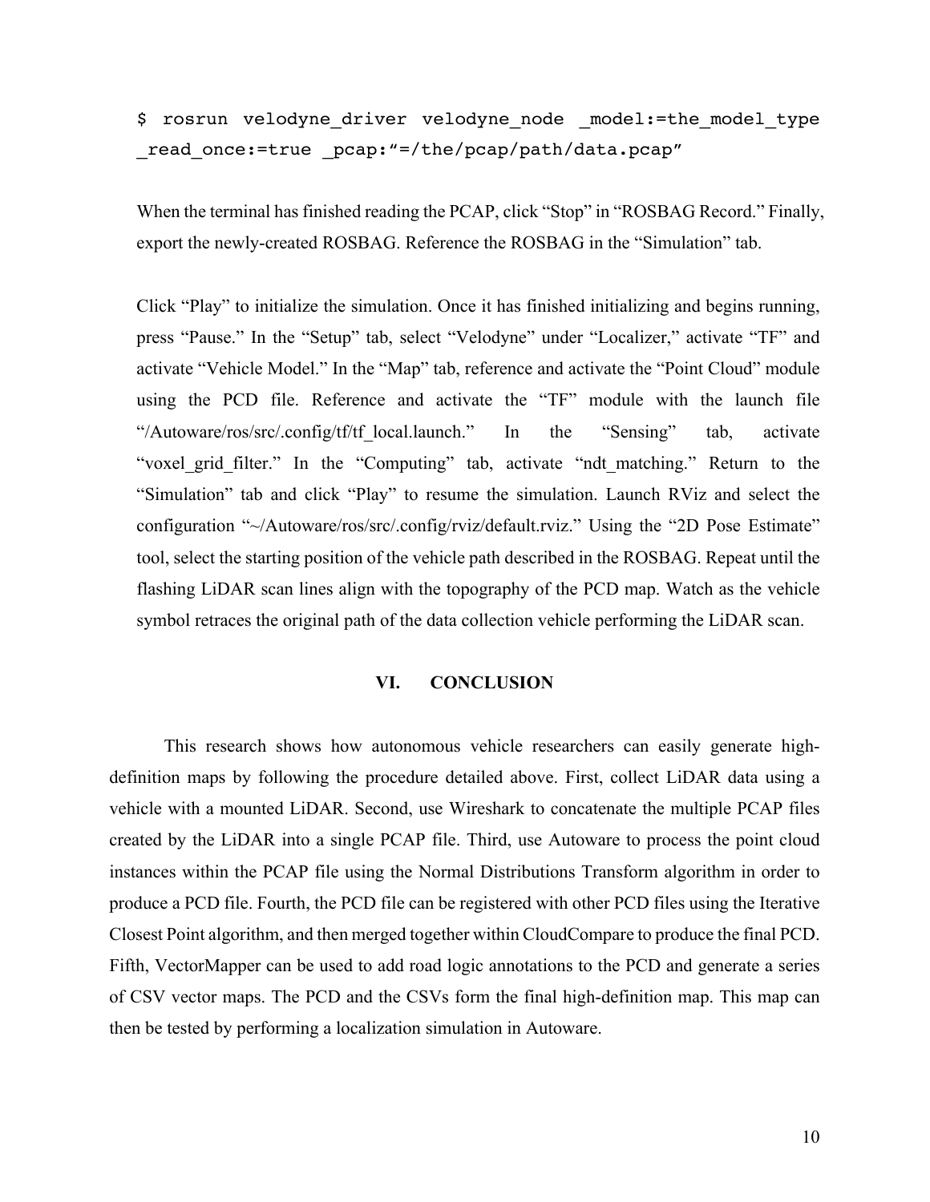```
$ rosrun velodyne_driver velodyne_node _model:=the_model_type
_read_once:=true _pcap:"=/the/pcap/path/data.pcap"
```

When the terminal has finished reading the PCAP, click "Stop" in "ROSBAG Record." Finally, export the newly-created ROSBAG. Reference the ROSBAG in the "Simulation" tab.

Click "Play" to initialize the simulation. Once it has finished initializing and begins running, press "Pause." In the "Setup" tab, select "Velodyne" under "Localizer," activate "TF" and activate "Vehicle Model." In the "Map" tab, reference and activate the "Point Cloud" module using the PCD file. Reference and activate the "TF" module with the launch file "/Autoware/ros/src/.config/tf/tf_local.launch." In the "Sensing" tab, activate "voxel_grid_filter." In the "Computing" tab, activate "ndt_matching." Return to the "Simulation" tab and click "Play" to resume the simulation. Launch RViz and select the configuration "~/Autoware/ros/src/.config/rviz/default.rviz." Using the "2D Pose Estimate" tool, select the starting position of the vehicle path described in the ROSBAG. Repeat until the flashing LiDAR scan lines align with the topography of the PCD map. Watch as the vehicle symbol retraces the original path of the data collection vehicle performing the LiDAR scan.

## VI. CONCLUSION

This research shows how autonomous vehicle researchers can easily generate high-definition maps by following the procedure detailed above. First, collect LiDAR data using a vehicle with a mounted LiDAR. Second, use Wireshark to concatenate the multiple PCAP files created by the LiDAR into a single PCAP file. Third, use Autoware to process the point cloud instances within the PCAP file using the Normal Distributions Transform algorithm in order to produce a PCD file. Fourth, the PCD file can be registered with other PCD files using the Iterative Closest Point algorithm, and then merged together within CloudCompare to produce the final PCD. Fifth, VectorMapper can be used to add road logic annotations to the PCD and generate a series of CSV vector maps. The PCD and the CSVs form the final high-definition map. This map can then be tested by performing a localization simulation in Autoware.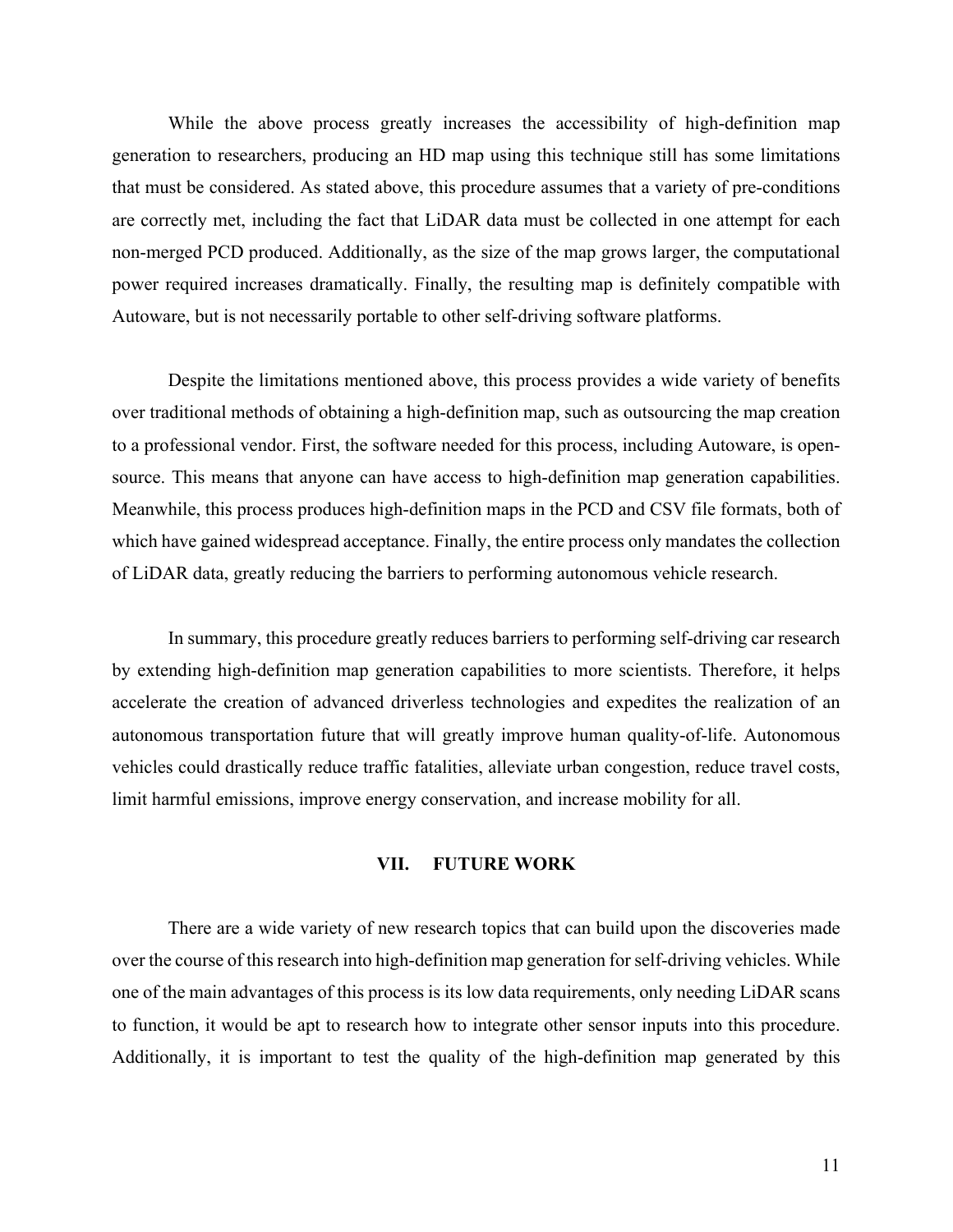While the above process greatly increases the accessibility of high-definition map generation to researchers, producing an HD map using this technique still has some limitations that must be considered. As stated above, this procedure assumes that a variety of pre-conditions are correctly met, including the fact that LiDAR data must be collected in one attempt for each non-merged PCD produced. Additionally, as the size of the map grows larger, the computational power required increases dramatically. Finally, the resulting map is definitely compatible with Autoware, but is not necessarily portable to other self-driving software platforms.

Despite the limitations mentioned above, this process provides a wide variety of benefits over traditional methods of obtaining a high-definition map, such as outsourcing the map creation to a professional vendor. First, the software needed for this process, including Autoware, is open-source. This means that anyone can have access to high-definition map generation capabilities. Meanwhile, this process produces high-definition maps in the PCD and CSV file formats, both of which have gained widespread acceptance. Finally, the entire process only mandates the collection of LiDAR data, greatly reducing the barriers to performing autonomous vehicle research.

In summary, this procedure greatly reduces barriers to performing self-driving car research by extending high-definition map generation capabilities to more scientists. Therefore, it helps accelerate the creation of advanced driverless technologies and expedites the realization of an autonomous transportation future that will greatly improve human quality-of-life. Autonomous vehicles could drastically reduce traffic fatalities, alleviate urban congestion, reduce travel costs, limit harmful emissions, improve energy conservation, and increase mobility for all.

## VII. FUTURE WORK

There are a wide variety of new research topics that can build upon the discoveries made over the course of this research into high-definition map generation for self-driving vehicles. While one of the main advantages of this process is its low data requirements, only needing LiDAR scans to function, it would be apt to research how to integrate other sensor inputs into this procedure. Additionally, it is important to test the quality of the high-definition map generated by this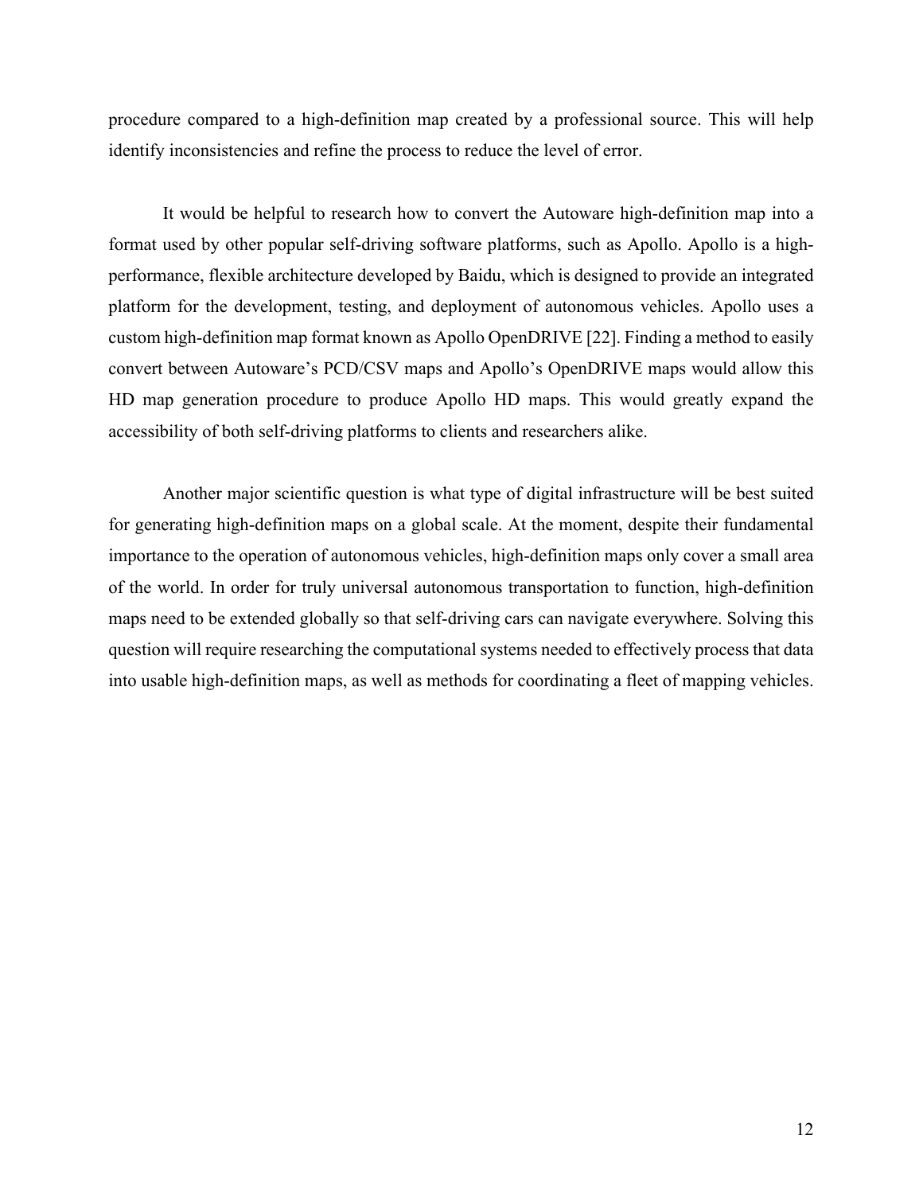procedure compared to a high-definition map created by a professional source. This will help identify inconsistencies and refine the process to reduce the level of error.

It would be helpful to research how to convert the Autoware high-definition map into a format used by other popular self-driving software platforms, such as Apollo. Apollo is a high-performance, flexible architecture developed by Baidu, which is designed to provide an integrated platform for the development, testing, and deployment of autonomous vehicles. Apollo uses a custom high-definition map format known as Apollo OpenDRIVE [22]. Finding a method to easily convert between Autoware's PCD/CSV maps and Apollo's OpenDRIVE maps would allow this HD map generation procedure to produce Apollo HD maps. This would greatly expand the accessibility of both self-driving platforms to clients and researchers alike.

Another major scientific question is what type of digital infrastructure will be best suited for generating high-definition maps on a global scale. At the moment, despite their fundamental importance to the operation of autonomous vehicles, high-definition maps only cover a small area of the world. In order for truly universal autonomous transportation to function, high-definition maps need to be extended globally so that self-driving cars can navigate everywhere. Solving this question will require researching the computational systems needed to effectively process that data into usable high-definition maps, as well as methods for coordinating a fleet of mapping vehicles.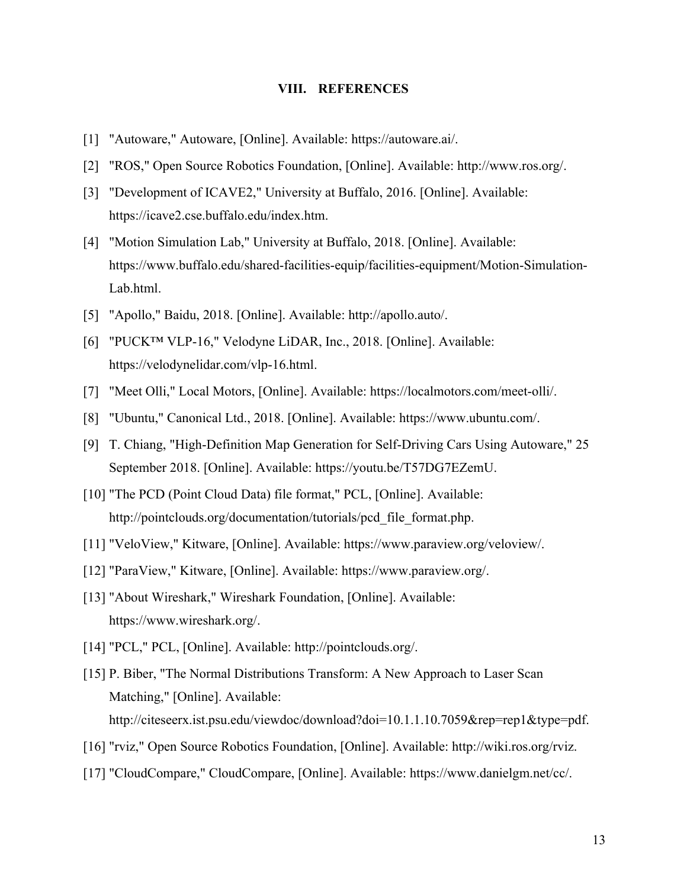# VIII. REFERENCES

[1] "Autoware," Autoware, [Online]. Available: https://autoware.ai/.

[2] "ROS," Open Source Robotics Foundation, [Online]. Available: http://www.ros.org/.

[3] "Development of ICAVE2," University at Buffalo, 2016. [Online]. Available: https://icave2.cse.buffalo.edu/index.htm.

[4] "Motion Simulation Lab," University at Buffalo, 2018. [Online]. Available: https://www.buffalo.edu/shared-facilities-equip/facilities-equipment/Motion-Simulation-Lab.html.

[5] "Apollo," Baidu, 2018. [Online]. Available: http://apollo.auto/.

[6] "PUCK™ VLP-16," Velodyne LiDAR, Inc., 2018. [Online]. Available: https://velodynelidar.com/vlp-16.html.

[7] "Meet Olli," Local Motors, [Online]. Available: https://localmotors.com/meet-olli/.

[8] "Ubuntu," Canonical Ltd., 2018. [Online]. Available: https://www.ubuntu.com/.

[9] T. Chiang, "High-Definition Map Generation for Self-Driving Cars Using Autoware," 25 September 2018. [Online]. Available: https://youtu.be/T57DG7EZemU.

[10] "The PCD (Point Cloud Data) file format," PCL, [Online]. Available: http://pointclouds.org/documentation/tutorials/pcd_file_format.php.

[11] "VeloView," Kitware, [Online]. Available: https://www.paraview.org/veloview/.

[12] "ParaView," Kitware, [Online]. Available: https://www.paraview.org/.

[13] "About Wireshark," Wireshark Foundation, [Online]. Available: https://www.wireshark.org/.

[14] "PCL," PCL, [Online]. Available: http://pointclouds.org/.

[15] P. Biber, "The Normal Distributions Transform: A New Approach to Laser Scan Matching," [Online]. Available: http://citeseerx.ist.psu.edu/viewdoc/download?doi=10.1.1.10.7059&rep=rep1&type=pdf.

[16] "rviz," Open Source Robotics Foundation, [Online]. Available: http://wiki.ros.org/rviz.

[17] "CloudCompare," CloudCompare, [Online]. Available: https://www.danielgm.net/cc/.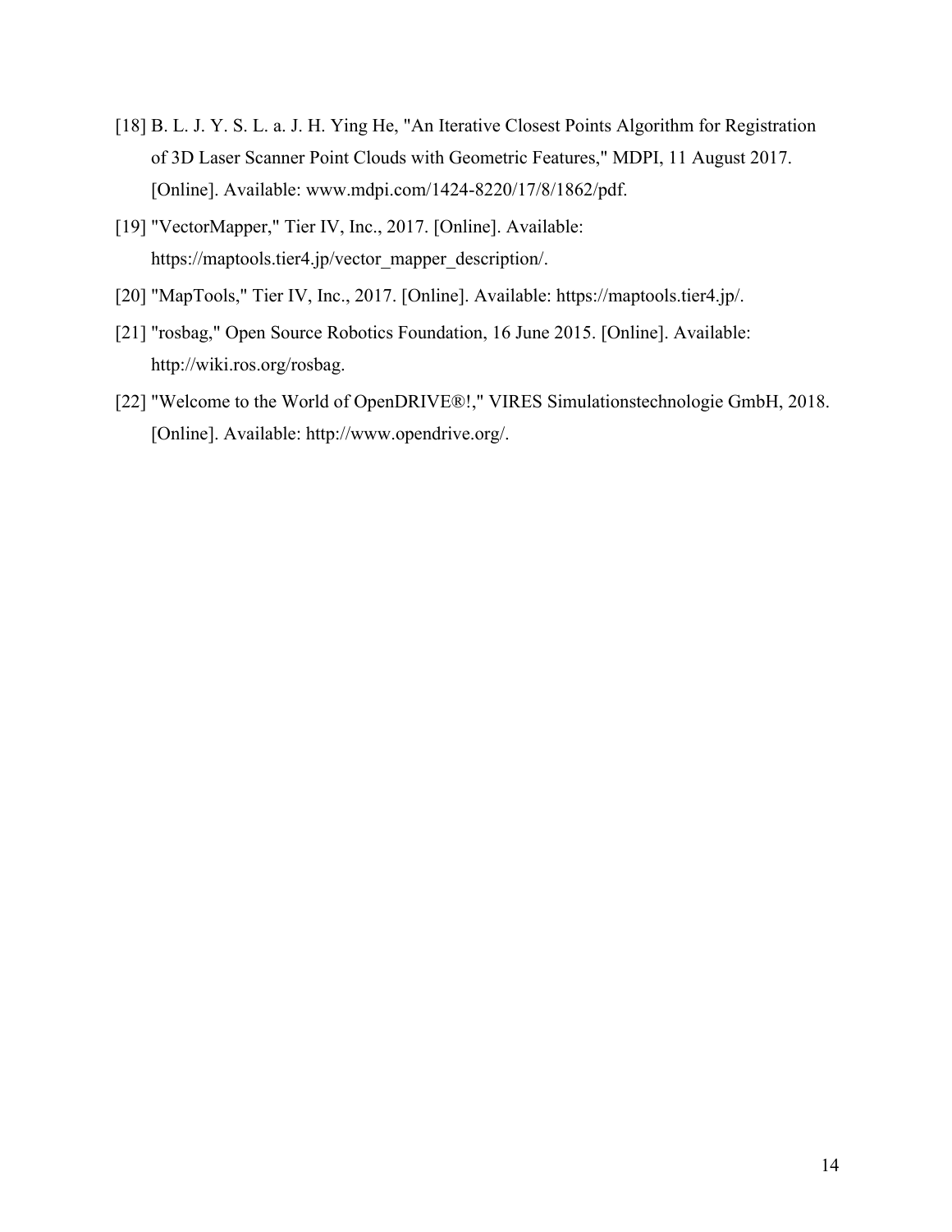[18] B. L. J. Y. S. L. a. J. H. Ying He, "An Iterative Closest Points Algorithm for Registration of 3D Laser Scanner Point Clouds with Geometric Features," MDPI, 11 August 2017. [Online]. Available: www.mdpi.com/1424-8220/17/8/1862/pdf.

[19] "VectorMapper," Tier IV, Inc., 2017. [Online]. Available: https://maptools.tier4.jp/vector_mapper_description/.

[20] "MapTools," Tier IV, Inc., 2017. [Online]. Available: https://maptools.tier4.jp/.

[21] "rosbag," Open Source Robotics Foundation, 16 June 2015. [Online]. Available: http://wiki.ros.org/rosbag.

[22] "Welcome to the World of OpenDRIVE®!," VIRES Simulationstechnologie GmbH, 2018. [Online]. Available: http://www.opendrive.org/.